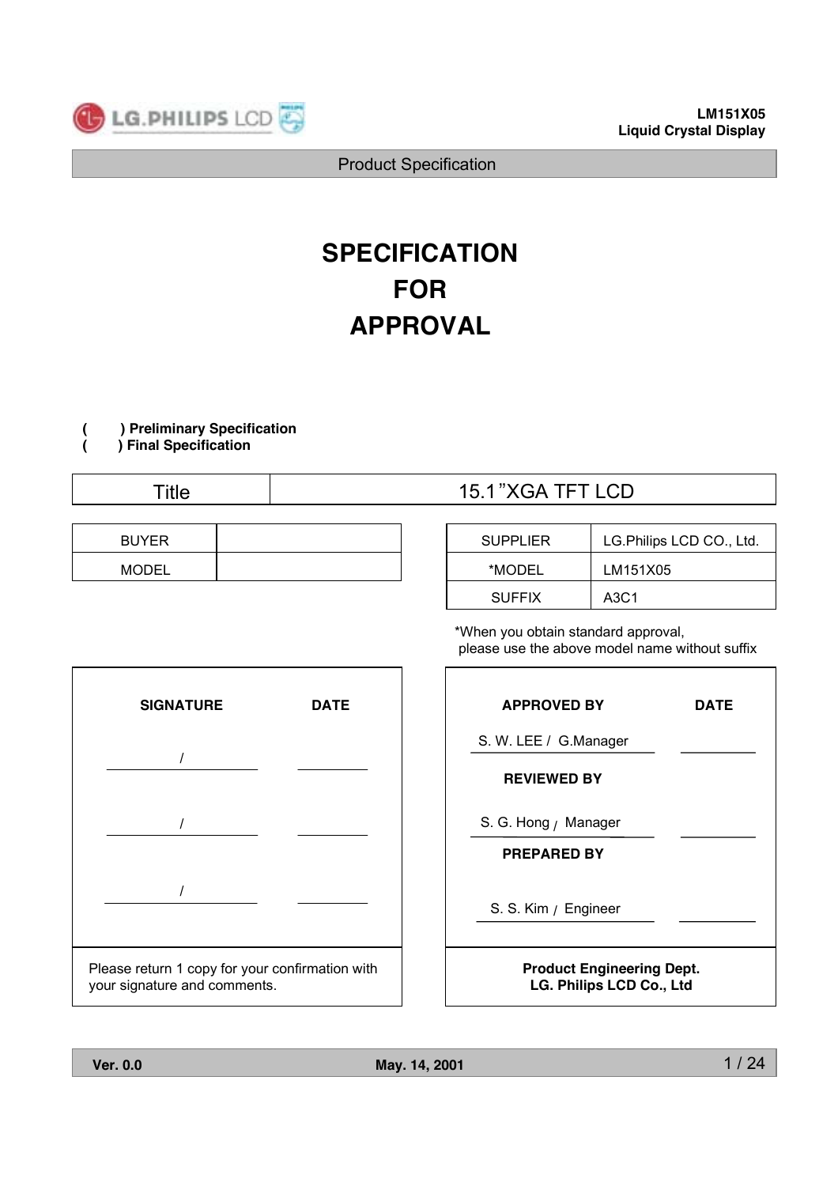LM151X05
Liquid Crystal Display

Product Specification

# SPECIFICATION
# FOR
# APPROVAL

( ) **Preliminary Specification**
( ) **Final Specification**

| Title | 15.1"XGA TFT LCD |
|---|---|

| BUYER | |
|---|---|
| MODEL | |

| SUPPLIER | LG.Philips LCD CO., Ltd. |
|---|---|
| *MODEL | LM151X05 |
| SUFFIX | A3C1 |

*When you obtain standard approval, please use the above model name without suffix

| SIGNATURE | DATE |
|---|---|
| / | |
| / | |
| / | |

Please return 1 copy for your confirmation with your signature and comments.

| APPROVED BY | DATE |
|---|---|
| S. W. LEE / G.Manager | |
| **REVIEWED BY** | |
| S. G. Hong / Manager | |
| **PREPARED BY** | |
| S. S. Kim / Engineer | |

**Product Engineering Dept.**
**LG. Philips LCD Co., Ltd**

**Ver. 0.0** **May. 14, 2001**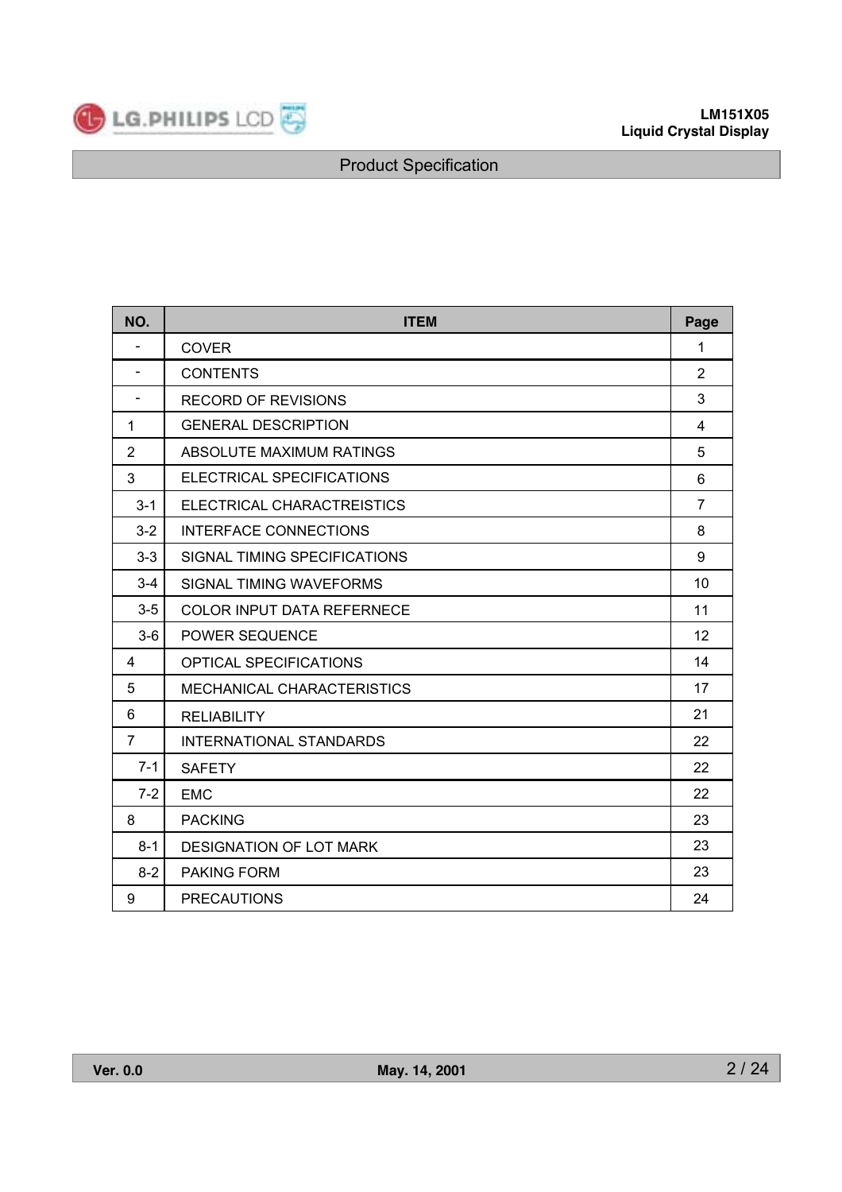| NO. | ITEM | Page |
|---|---|---|
| - | COVER | 1 |
| - | CONTENTS | 2 |
| - | RECORD OF REVISIONS | 3 |
| 1 | GENERAL DESCRIPTION | 4 |
| 2 | ABSOLUTE MAXIMUM RATINGS | 5 |
| 3 | ELECTRICAL SPECIFICATIONS | 6 |
| 3-1 | ELECTRICAL CHARACTREISTICS | 7 |
| 3-2 | INTERFACE CONNECTIONS | 8 |
| 3-3 | SIGNAL TIMING SPECIFICATIONS | 9 |
| 3-4 | SIGNAL TIMING WAVEFORMS | 10 |
| 3-5 | COLOR INPUT DATA REFERNECE | 11 |
| 3-6 | POWER SEQUENCE | 12 |
| 4 | OPTICAL SPECIFICATIONS | 14 |
| 5 | MECHANICAL CHARACTERISTICS | 17 |
| 6 | RELIABILITY | 21 |
| 7 | INTERNATIONAL STANDARDS | 22 |
| 7-1 | SAFETY | 22 |
| 7-2 | EMC | 22 |
| 8 | PACKING | 23 |
| 8-1 | DESIGNATION OF LOT MARK | 23 |
| 8-2 | PAKING FORM | 23 |
| 9 | PRECAUTIONS | 24 |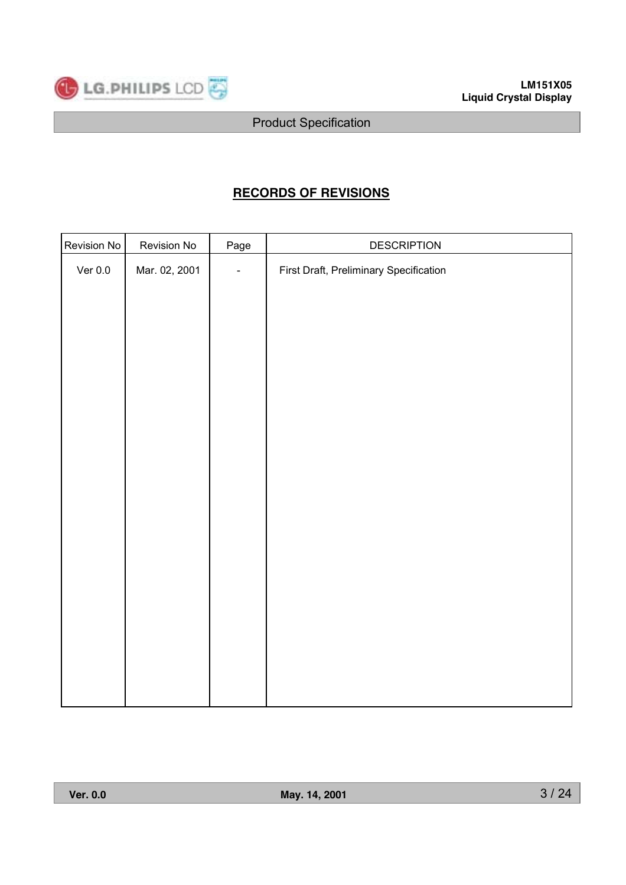# RECORDS OF REVISIONS

| Revision No | Revision No | Page | DESCRIPTION |
|---|---|---|---|
| Ver 0.0 | Mar. 02, 2001 | - | First Draft, Preliminary Specification |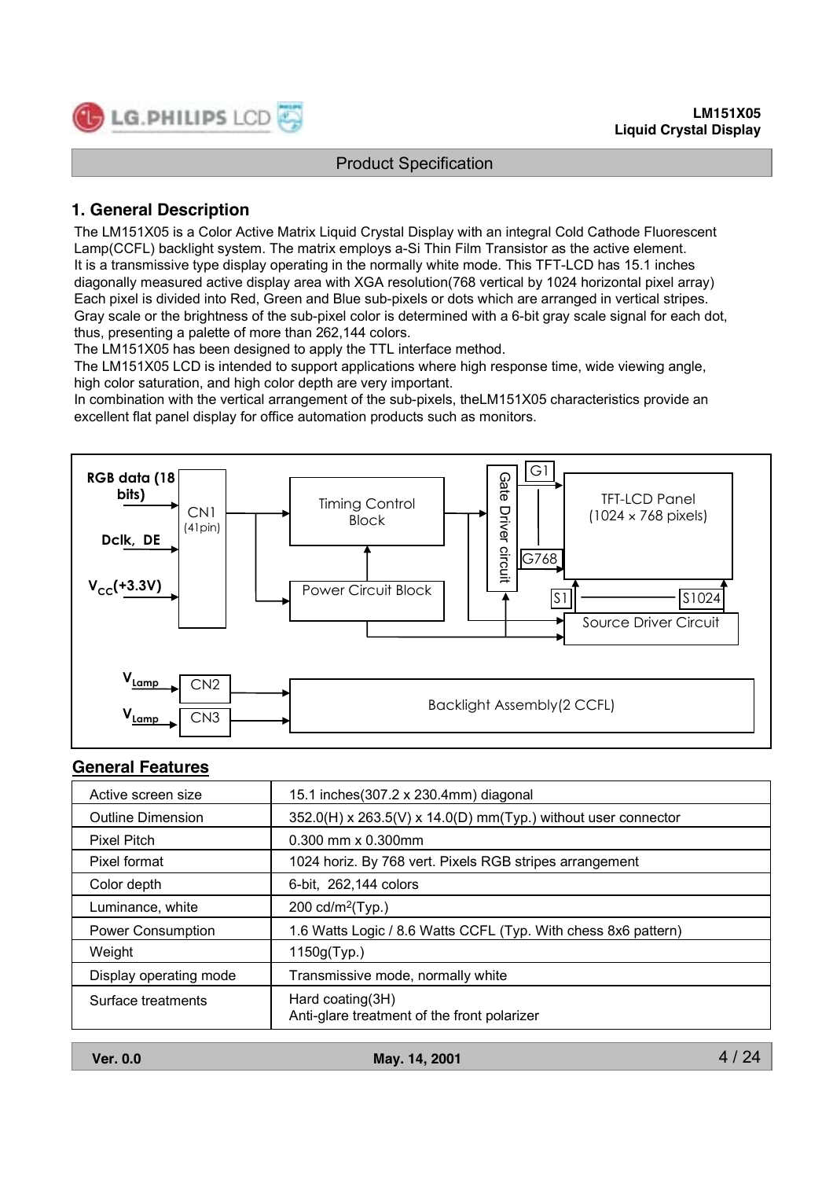## 1. General Description

The LM151X05 is a Color Active Matrix Liquid Crystal Display with an integral Cold Cathode Fluorescent Lamp(CCFL) backlight system. The matrix employs a-Si Thin Film Transistor as the active element.
It is a transmissive type display operating in the normally white mode. This TFT-LCD has 15.1 inches diagonally measured active display area with XGA resolution(768 vertical by 1024 horizontal pixel array)
Each pixel is divided into Red, Green and Blue sub-pixels or dots which are arranged in vertical stripes.
Gray scale or the brightness of the sub-pixel color is determined with a 6-bit gray scale signal for each dot, thus, presenting a palette of more than 262,144 colors.
The LM151X05 has been designed to apply the TTL interface method.
The LM151X05 LCD is intended to support applications where high response time, wide viewing angle, high color saturation, and high color depth are very important.
In combination with the vertical arrangement of the sub-pixels, theLM151X05 characteristics provide an excellent flat panel display for office automation products such as monitors.

RGB data (18 bits)
Dclk, DE
$V_{CC}$(+3.3V)
CN1 (41pin)
Timing Control Block
Power Circuit Block
Gate Driver circuit
G1
G768
TFT-LCD Panel (1024 × 768 pixels)
S1
S1024
Source Driver Circuit
$V_{Lamp}$ → CN2
$V_{Lamp}$ → CN3
Backlight Assembly(2 CCFL)

## General Features

| | |
|---|---|
| Active screen size | 15.1 inches(307.2 x 230.4mm) diagonal |
| Outline Dimension | 352.0(H) x 263.5(V) x 14.0(D) mm(Typ.) without user connector |
| Pixel Pitch | 0.300 mm x 0.300mm |
| Pixel format | 1024 horiz. By 768 vert. Pixels RGB stripes arrangement |
| Color depth | 6-bit, 262,144 colors |
| Luminance, white | 200 cd/m$^2$(Typ.) |
| Power Consumption | 1.6 Watts Logic / 8.6 Watts CCFL (Typ. With chess 8x6 pattern) |
| Weight | 1150g(Typ.) |
| Display operating mode | Transmissive mode, normally white |
| Surface treatments | Hard coating(3H)<br>Anti-glare treatment of the front polarizer |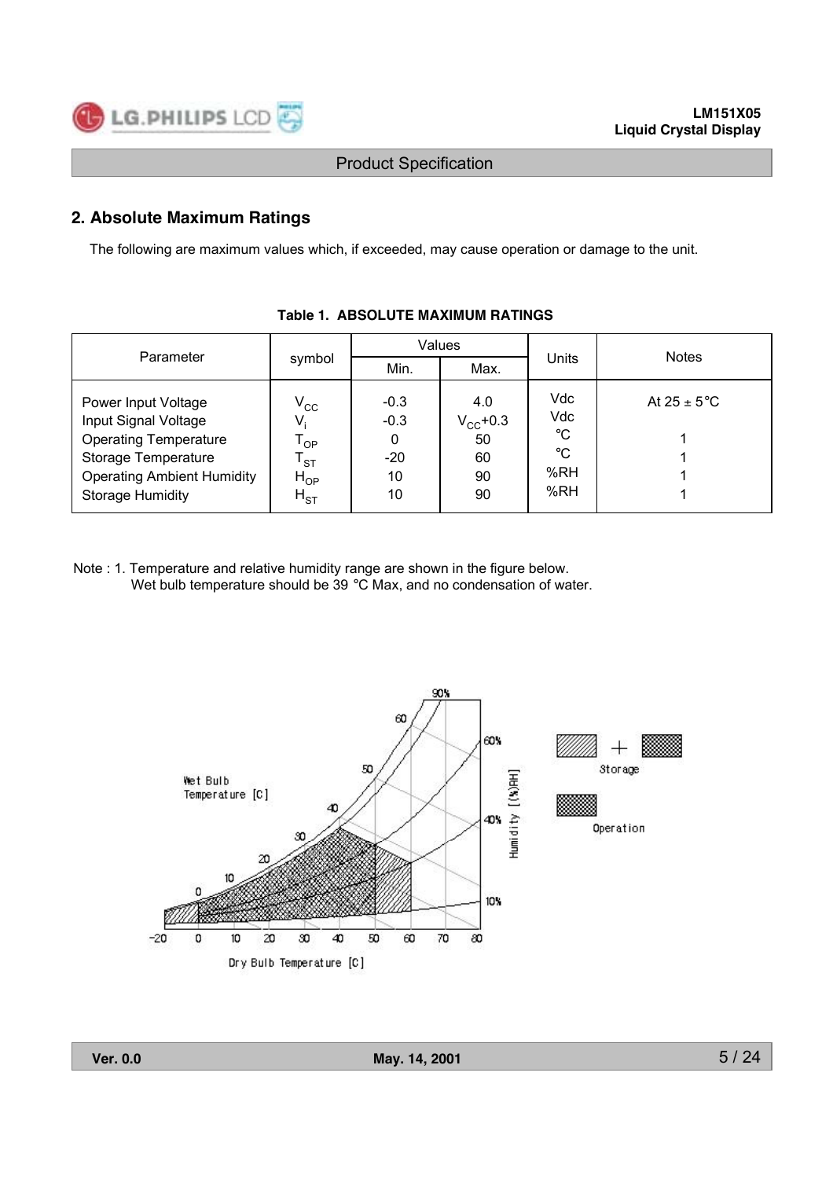## 2. Absolute Maximum Ratings

The following are maximum values which, if exceeded, may cause operation or damage to the unit.

**Table 1. ABSOLUTE MAXIMUM RATINGS**

| Parameter | symbol | Values | | Units | Notes |
|---|---|---|---|---|---|
| | | Min. | Max. | | |
| Power Input Voltage | $V_{CC}$ | -0.3 | 4.0 | Vdc | At 25 ± 5°C |
| Input Signal Voltage | $V_i$ | -0.3 | $V_{CC}$+0.3 | Vdc | |
| Operating Temperature | $T_{OP}$ | 0 | 50 | °C | 1 |
| Storage Temperature | $T_{ST}$ | -20 | 60 | °C | 1 |
| Operating Ambient Humidity | $H_{OP}$ | 10 | 90 | %RH | 1 |
| Storage Humidity | $H_{ST}$ | 10 | 90 | %RH | 1 |

Note : 1. Temperature and relative humidity range are shown in the figure below.
Wet bulb temperature should be 39 °C Max, and no condensation of water.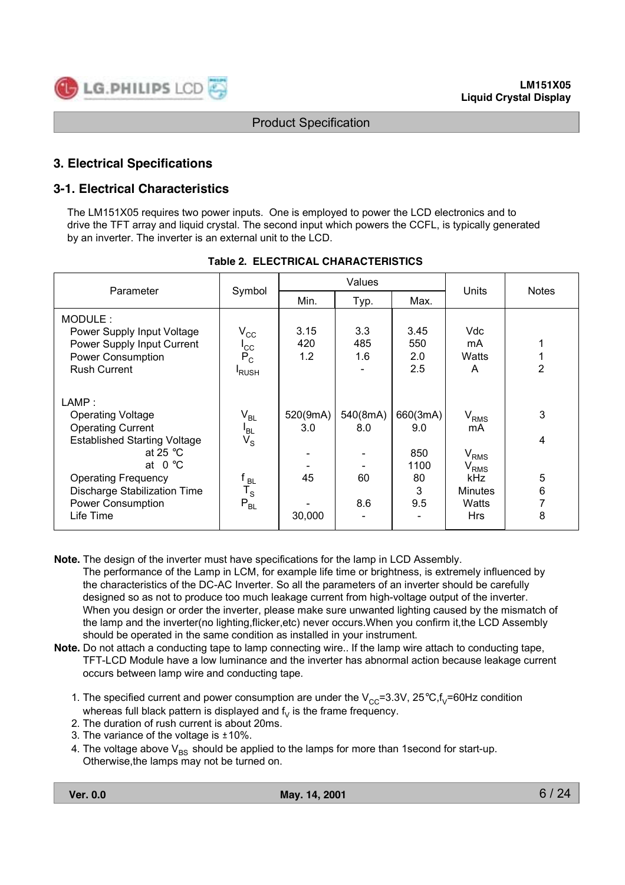## 3. Electrical Specifications

### 3-1. Electrical Characteristics

The LM151X05 requires two power inputs. One is employed to power the LCD electronics and to drive the TFT array and liquid crystal. The second input which powers the CCFL, is typically generated by an inverter. The inverter is an external unit to the LCD.

**Table 2. ELECTRICAL CHARACTERISTICS**

| Parameter | Symbol | Values | | | Units | Notes |
|---|---|---|---|---|---|---|
| | | Min. | Typ. | Max. | | |
| MODULE : | | | | | | |
| Power Supply Input Voltage | $V_{CC}$ | 3.15 | 3.3 | 3.45 | Vdc | |
| Power Supply Input Current | $I_{CC}$ | 420 | 485 | 550 | mA | 1 |
| Power Consumption | $P_C$ | 1.2 | 1.6 | 2.0 | Watts | 1 |
| Rush Current | $I_{RUSH}$ | | - | 2.5 | A | 2 |
| LAMP : | | | | | | |
| Operating Voltage | $V_{BL}$ | 520(9mA) | 540(8mA) | 660(3mA) | $V_{RMS}$ | 3 |
| Operating Current | $I_{BL}$ | 3.0 | 8.0 | 9.0 | mA | |
| Established Starting Voltage | $V_S$ | | | | | 4 |
| at 25 ℃ | | - | - | 850 | $V_{RMS}$ | |
| at 0 ℃ | | - | - | 1100 | $V_{RMS}$ | |
| Operating Frequency | $f_{BL}$ | 45 | 60 | 80 | kHz | 5 |
| Discharge Stabilization Time | $T_S$ | | | 3 | Minutes | 6 |
| Power Consumption | $P_{BL}$ | - | 8.6 | 9.5 | Watts | 7 |
| Life Time | | 30,000 | - | - | Hrs | 8 |

**Note.** The design of the inverter must have specifications for the lamp in LCD Assembly.
The performance of the Lamp in LCM, for example life time or brightness, is extremely influenced by the characteristics of the DC-AC Inverter. So all the parameters of an inverter should be carefully designed so as not to produce too much leakage current from high-voltage output of the inverter. When you design or order the inverter, please make sure unwanted lighting caused by the mismatch of the lamp and the inverter(no lighting,flicker,etc) never occurs.When you confirm it,the LCD Assembly should be operated in the same condition as installed in your instrument.

**Note.** Do not attach a conducting tape to lamp connecting wire.. If the lamp wire attach to conducting tape, TFT-LCD Module have a low luminance and the inverter has abnormal action because leakage current occurs between lamp wire and conducting tape.

1. The specified current and power consumption are under the $V_{CC}$=3.3V, 25℃,$f_V$=60Hz condition whereas full black pattern is displayed and $f_V$ is the frame frequency.
2. The duration of rush current is about 20ms.
3. The variance of the voltage is ±10%.
4. The voltage above $V_{BS}$ should be applied to the lamps for more than 1second for start-up. Otherwise,the lamps may not be turned on.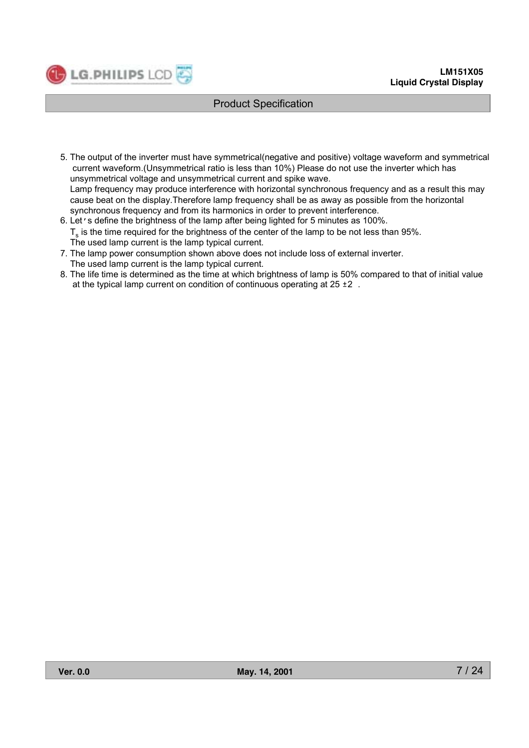5. The output of the inverter must have symmetrical(negative and positive) voltage waveform and symmetrical current waveform.(Unsymmetrical ratio is less than 10%) Please do not use the inverter which has unsymmetrical voltage and unsymmetrical current and spike wave.
   Lamp frequency may produce interference with horizontal synchronous frequency and as a result this may cause beat on the display.Therefore lamp frequency shall be as away as possible from the horizontal synchronous frequency and from its harmonics in order to prevent interference.
6. Let's define the brightness of the lamp after being lighted for 5 minutes as 100%.
   $T_s$ is the time required for the brightness of the center of the lamp to be not less than 95%.
   The used lamp current is the lamp typical current.
7. The lamp power consumption shown above does not include loss of external inverter.
   The used lamp current is the lamp typical current.
8. The life time is determined as the time at which brightness of lamp is 50% compared to that of initial value at the typical lamp current on condition of continuous operating at 25 ±2 .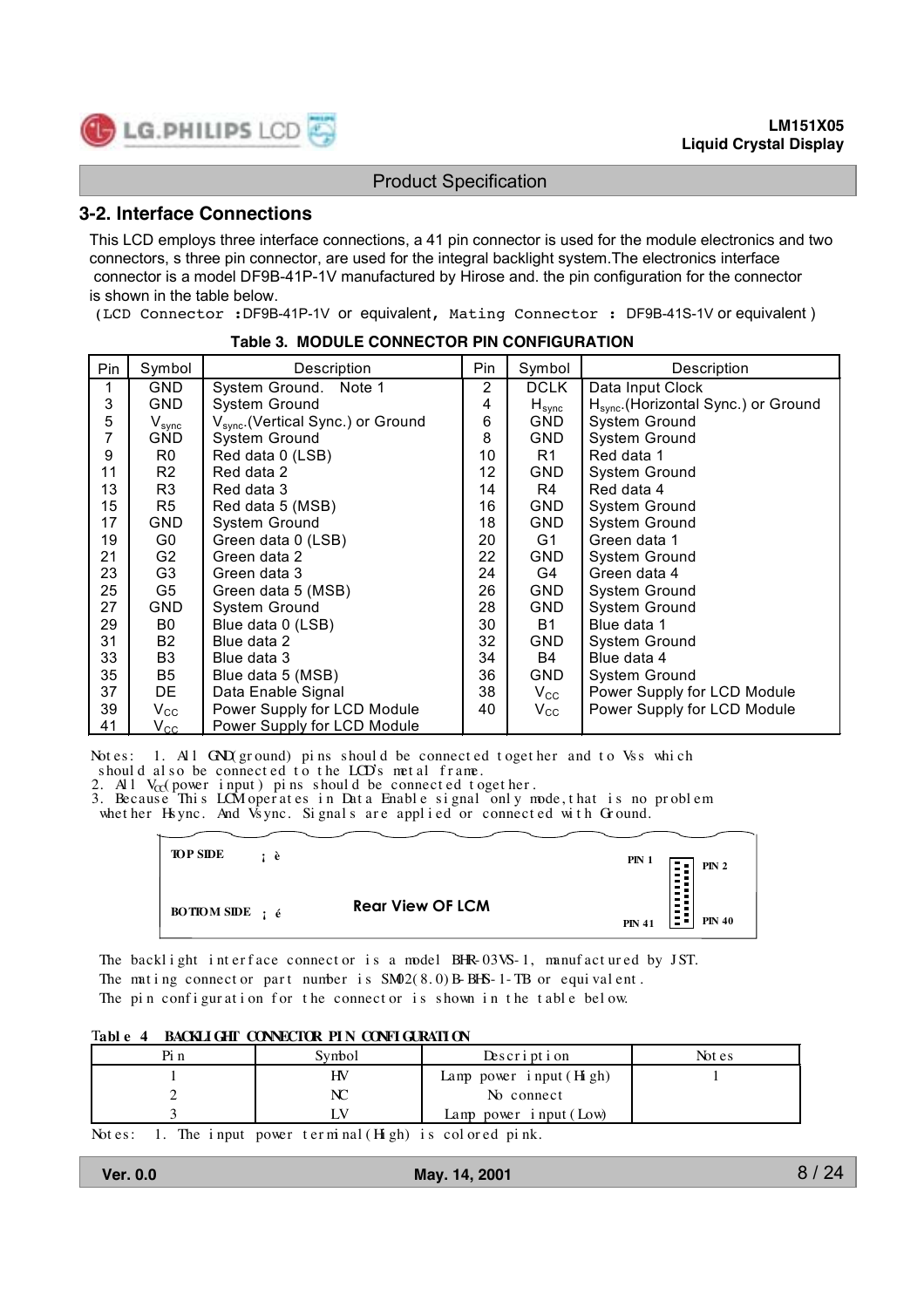## 3-2. Interface Connections

This LCD employs three interface connections, a 41 pin connector is used for the module electronics and two connectors, s three pin connector, are used for the integral backlight system.The electronics interface connector is a model DF9B-41P-1V manufactured by Hirose and. the pin configuration for the connector is shown in the table below.

(LCD Connector :DF9B-41P-1V or equivalent, Mating Connector : DF9B-41S-1V or equivalent )

**Table 3. MODULE CONNECTOR PIN CONFIGURATION**

| Pin | Symbol | Description | Pin | Symbol | Description |
|---|---|---|---|---|---|
| 1 | GND | System Ground. Note 1 | 2 | DCLK | Data Input Clock |
| 3 | GND | System Ground | 4 | $H_{sync}$ | $H_{sync}$.(Horizontal Sync.) or Ground |
| 5 | $V_{sync}$ | $V_{sync}$.(Vertical Sync.) or Ground | 6 | GND | System Ground |
| 7 | GND | System Ground | 8 | GND | System Ground |
| 9 | R0 | Red data 0 (LSB) | 10 | R1 | Red data 1 |
| 11 | R2 | Red data 2 | 12 | GND | System Ground |
| 13 | R3 | Red data 3 | 14 | R4 | Red data 4 |
| 15 | R5 | Red data 5 (MSB) | 16 | GND | System Ground |
| 17 | GND | System Ground | 18 | GND | System Ground |
| 19 | G0 | Green data 0 (LSB) | 20 | G1 | Green data 1 |
| 21 | G2 | Green data 2 | 22 | GND | System Ground |
| 23 | G3 | Green data 3 | 24 | G4 | Green data 4 |
| 25 | G5 | Green data 5 (MSB) | 26 | GND | System Ground |
| 27 | GND | System Ground | 28 | GND | System Ground |
| 29 | B0 | Blue data 0 (LSB) | 30 | B1 | Blue data 1 |
| 31 | B2 | Blue data 2 | 32 | GND | System Ground |
| 33 | B3 | Blue data 3 | 34 | B4 | Blue data 4 |
| 35 | B5 | Blue data 5 (MSB) | 36 | GND | System Ground |
| 37 | DE | Data Enable Signal | 38 | $V_{CC}$ | Power Supply for LCD Module |
| 39 | $V_{CC}$ | Power Supply for LCD Module | 40 | $V_{CC}$ | Power Supply for LCD Module |
| 41 | $V_{CC}$ | Power Supply for LCD Module | | | |

Notes: 1. All GND(ground) pins should be connected together and to Vss which should also be connected to the LCD's metal frame.
2. All $V_{CC}$(power input) pins should be connected together.
3. Because This LCM operates in Data Enable signal only mode,that is no problem whether Hsync. And Vsync. Signals are applied or connected with Ground.

TOP SIDE ↔ PIN 1 PIN 2

BOTTOM SIDE ↔ PIN 41 PIN 40

Rear View OF LCM

The backlight interface connector is a model BHR-03VS-1, manufactured by JST.
The mating connector part number is SM02(8.0)B-BHS-1-TB or equivalent.
The pin configuration for the connector is shown in the table below.

**Table 4 BACKLIGHT CONNECTOR PIN CONFIGURATION**

| Pin | Symbol | Description | Notes |
|---|---|---|---|
| 1 | HV | Lamp power input(High) | 1 |
| 2 | NC | No connect | |
| 3 | LV | Lamp power input(Low) | |

Notes: 1. The input power terminal(High) is colored pink.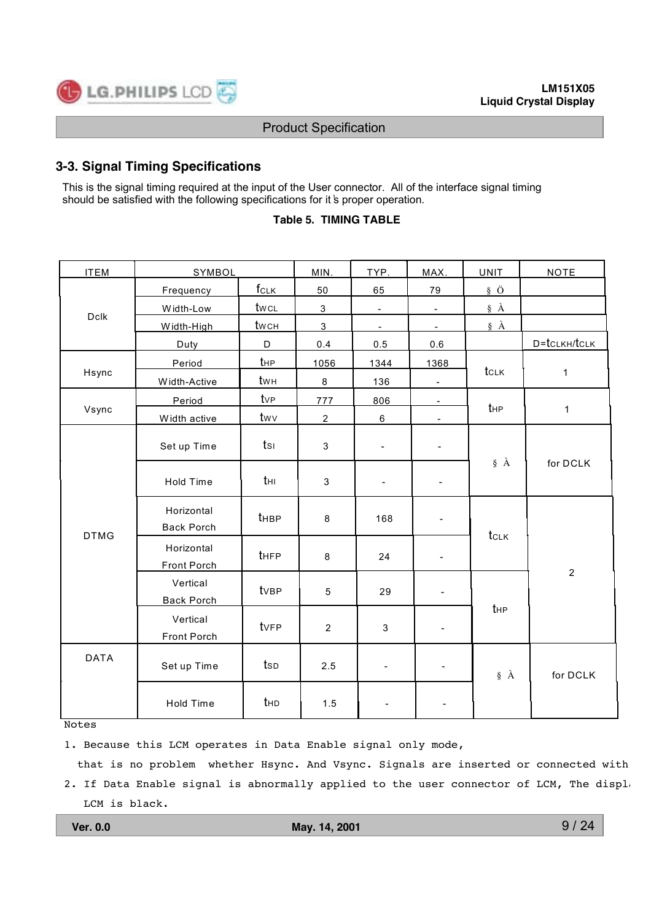## 3-3. Signal Timing Specifications

This is the signal timing required at the input of the User connector. All of the interface signal timing should be satisfied with the following specifications for it's proper operation.

**Table 5. TIMING TABLE**

| ITEM | SYMBOL | | MIN. | TYP. | MAX. | UNIT | NOTE |
|---|---|---|---|---|---|---|---|
| Dclk | Frequency | $f_{CLK}$ | 50 | 65 | 79 | § Ö | |
| | Width-Low | $t_{WCL}$ | 3 | - | - | § À | |
| | Width-High | $t_{WCH}$ | 3 | - | - | § À | |
| | Duty | D | 0.4 | 0.5 | 0.6 | | $D = t_{CLKH}/t_{CLK}$ |
| Hsync | Period | $t_{HP}$ | 1056 | 1344 | 1368 | $t_{CLK}$ | 1 |
| | Width-Active | $t_{WH}$ | 8 | 136 | - | | |
| Vsync | Period | $t_{VP}$ | 777 | 806 | - | $t_{HP}$ | 1 |
| | Width active | $t_{WV}$ | 2 | 6 | - | | |
| DTMG | Set up Time | $t_{SI}$ | 3 | - | - | § À | for DCLK |
| | Hold Time | $t_{HI}$ | 3 | - | - | | |
| | Horizontal Back Porch | $t_{HBP}$ | 8 | 168 | - | $t_{CLK}$ | 2 |
| | Horizontal Front Porch | $t_{HFP}$ | 8 | 24 | - | | |
| | Vertical Back Porch | $t_{VBP}$ | 5 | 29 | - | $t_{HP}$ | |
| | Vertical Front Porch | $t_{VFP}$ | 2 | 3 | - | | |
| DATA | Set up Time | $t_{SD}$ | 2.5 | - | - | § À | for DCLK |
| | Hold Time | $t_{HD}$ | 1.5 | - | - | | |

Notes

1. Because this LCM operates in Data Enable signal only mode, that is no problem whether Hsync. And Vsync. Signals are inserted or connected with
2. If Data Enable signal is abnormally applied to the user connector of LCM, The displ LCM is black.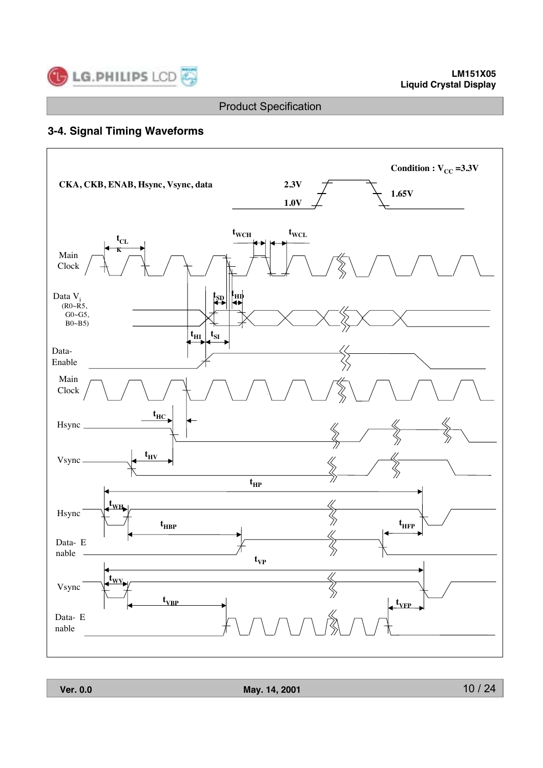## 3-4. Signal Timing Waveforms

Condition : $V_{CC}$ =3.3V

CKA, CKB, ENAB, Hsync, Vsync, data

2.3V

1.65V

1.0V

$t_{CLK}$

$t_{WCH}$

$t_{WCL}$

Main Clock

Data $V_i$ (R0~R5, G0~G5, B0~B5)

$t_{SD}$

$t_{HD}$

$t_{HI}$

$t_{SI}$

Data-Enable

Main Clock

Hsync

$t_{HC}$

Vsync

$t_{HV}$

$t_{HP}$

Hsync

$t_{WH}$

$t_{HBP}$

$t_{HFP}$

Data- Enable

$t_{VP}$

Vsync

$t_{WV}$

$t_{VBP}$

$t_{VFP}$

Data- Enable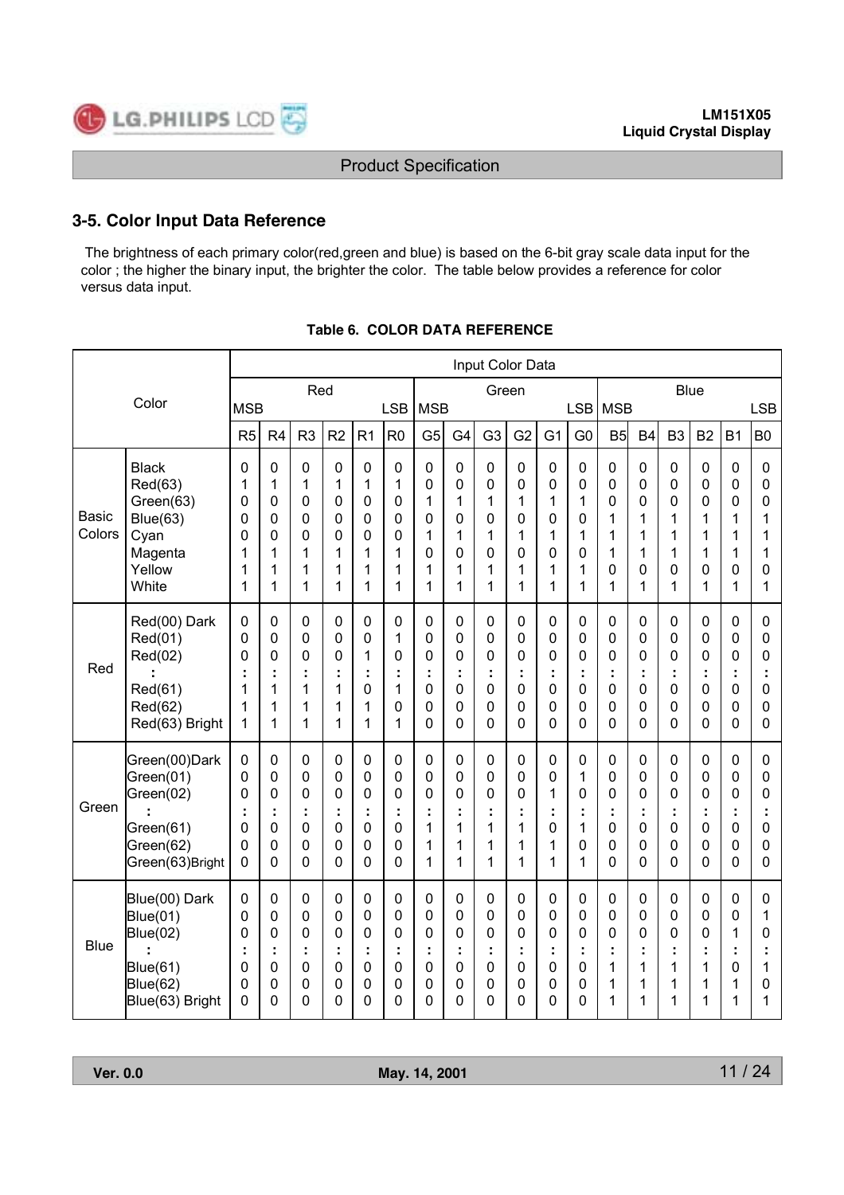## 3-5. Color Input Data Reference

The brightness of each primary color(red,green and blue) is based on the 6-bit gray scale data input for the color ; the higher the binary input, the brighter the color. The table below provides a reference for color versus data input.

**Table 6. COLOR DATA REFERENCE**

| Color | | Red MSB | | | | | LSB | Green MSB | | | | | LSB | Blue MSB | | | | | LSB |
|---|---|---|---|---|---|---|---|---|---|---|---|---|---|---|---|---|---|---|---|
| | | R5 | R4 | R3 | R2 | R1 | R0 | G5 | G4 | G3 | G2 | G1 | G0 | B5 | B4 | B3 | B2 | B1 | B0 |
| Basic Colors | Black | 0 | 0 | 0 | 0 | 0 | 0 | 0 | 0 | 0 | 0 | 0 | 0 | 0 | 0 | 0 | 0 | 0 | 0 |
| | Red(63) | 1 | 1 | 1 | 1 | 1 | 1 | 0 | 0 | 0 | 0 | 0 | 0 | 0 | 0 | 0 | 0 | 0 | 0 |
| | Green(63) | 0 | 0 | 0 | 0 | 0 | 0 | 1 | 1 | 1 | 1 | 1 | 1 | 0 | 0 | 0 | 0 | 0 | 0 |
| | Blue(63) | 0 | 0 | 0 | 0 | 0 | 0 | 0 | 0 | 0 | 0 | 0 | 0 | 1 | 1 | 1 | 1 | 1 | 1 |
| | Cyan | 0 | 0 | 0 | 0 | 0 | 0 | 1 | 1 | 1 | 1 | 1 | 1 | 1 | 1 | 1 | 1 | 1 | 1 |
| | Magenta | 1 | 1 | 1 | 1 | 1 | 1 | 0 | 0 | 0 | 0 | 0 | 0 | 1 | 1 | 1 | 1 | 1 | 1 |
| | Yellow | 1 | 1 | 1 | 1 | 1 | 1 | 1 | 1 | 1 | 1 | 1 | 1 | 0 | 0 | 0 | 0 | 0 | 0 |
| | White | 1 | 1 | 1 | 1 | 1 | 1 | 1 | 1 | 1 | 1 | 1 | 1 | 1 | 1 | 1 | 1 | 1 | 1 |
| Red | Red(00) Dark | 0 | 0 | 0 | 0 | 0 | 0 | 0 | 0 | 0 | 0 | 0 | 0 | 0 | 0 | 0 | 0 | 0 | 0 |
| | Red(01) | 0 | 0 | 0 | 0 | 0 | 1 | 0 | 0 | 0 | 0 | 0 | 0 | 0 | 0 | 0 | 0 | 0 | 0 |
| | Red(02) | 0 | 0 | 0 | 0 | 1 | 0 | 0 | 0 | 0 | 0 | 0 | 0 | 0 | 0 | 0 | 0 | 0 | 0 |
| | : | : | : | : | : | : | : | : | : | : | : | : | : | : | : | : | : | : | : |
| | Red(61) | 1 | 1 | 1 | 1 | 0 | 1 | 0 | 0 | 0 | 0 | 0 | 0 | 0 | 0 | 0 | 0 | 0 | 0 |
| | Red(62) | 1 | 1 | 1 | 1 | 1 | 0 | 0 | 0 | 0 | 0 | 0 | 0 | 0 | 0 | 0 | 0 | 0 | 0 |
| | Red(63) Bright | 1 | 1 | 1 | 1 | 1 | 1 | 0 | 0 | 0 | 0 | 0 | 0 | 0 | 0 | 0 | 0 | 0 | 0 |
| Green | Green(00)Dark | 0 | 0 | 0 | 0 | 0 | 0 | 0 | 0 | 0 | 0 | 0 | 0 | 0 | 0 | 0 | 0 | 0 | 0 |
| | Green(01) | 0 | 0 | 0 | 0 | 0 | 0 | 0 | 0 | 0 | 0 | 0 | 1 | 0 | 0 | 0 | 0 | 0 | 0 |
| | Green(02) | 0 | 0 | 0 | 0 | 0 | 0 | 0 | 0 | 0 | 0 | 1 | 0 | 0 | 0 | 0 | 0 | 0 | 0 |
| | : | : | : | : | : | : | : | : | : | : | : | : | : | : | : | : | : | : | : |
| | Green(61) | 0 | 0 | 0 | 0 | 0 | 0 | 1 | 1 | 1 | 1 | 0 | 1 | 0 | 0 | 0 | 0 | 0 | 0 |
| | Green(62) | 0 | 0 | 0 | 0 | 0 | 0 | 1 | 1 | 1 | 1 | 1 | 0 | 0 | 0 | 0 | 0 | 0 | 0 |
| | Green(63)Bright | 0 | 0 | 0 | 0 | 0 | 0 | 1 | 1 | 1 | 1 | 1 | 1 | 0 | 0 | 0 | 0 | 0 | 0 |
| Blue | Blue(00) Dark | 0 | 0 | 0 | 0 | 0 | 0 | 0 | 0 | 0 | 0 | 0 | 0 | 0 | 0 | 0 | 0 | 0 | 0 |
| | Blue(01) | 0 | 0 | 0 | 0 | 0 | 0 | 0 | 0 | 0 | 0 | 0 | 0 | 0 | 0 | 0 | 0 | 0 | 1 |
| | Blue(02) | 0 | 0 | 0 | 0 | 0 | 0 | 0 | 0 | 0 | 0 | 0 | 0 | 0 | 0 | 0 | 0 | 1 | 0 |
| | : | : | : | : | : | : | : | : | : | : | : | : | : | : | : | : | : | : | : |
| | Blue(61) | 0 | 0 | 0 | 0 | 0 | 0 | 0 | 0 | 0 | 0 | 0 | 0 | 1 | 1 | 1 | 1 | 0 | 1 |
| | Blue(62) | 0 | 0 | 0 | 0 | 0 | 0 | 0 | 0 | 0 | 0 | 0 | 0 | 1 | 1 | 1 | 1 | 1 | 0 |
| | Blue(63) Bright | 0 | 0 | 0 | 0 | 0 | 0 | 0 | 0 | 0 | 0 | 0 | 0 | 1 | 1 | 1 | 1 | 1 | 1 |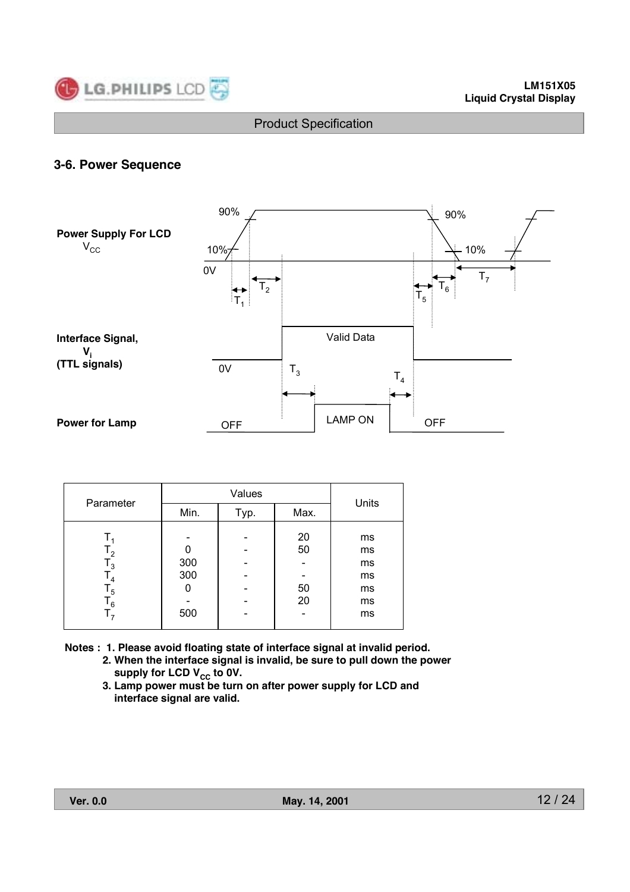### 3-6. Power Sequence

**Power Supply For LCD**
$V_{CC}$

90% 90% 10% 10% 0V $T_1$ $T_2$ $T_5$ $T_6$ $T_7$

**Interface Signal,**
**$V_i$**
**(TTL signals)**

Valid Data 0V $T_3$ $T_4$

**Power for Lamp**

OFF LAMP ON OFF

| Parameter | Values | | | Units |
|---|---|---|---|---|
| | Min. | Typ. | Max. | |
| $T_1$ | - | - | 20 | ms |
| $T_2$ | 0 | - | 50 | ms |
| $T_3$ | 300 | - | - | ms |
| $T_4$ | 300 | - | - | ms |
| $T_5$ | 0 | - | 50 | ms |
| $T_6$ | - | - | 20 | ms |
| $T_7$ | 500 | - | - | ms |

**Notes : 1. Please avoid floating state of interface signal at invalid period.**
**2. When the interface signal is invalid, be sure to pull down the power supply for LCD $V_{CC}$ to 0V.**
**3. Lamp power must be turn on after power supply for LCD and interface signal are valid.**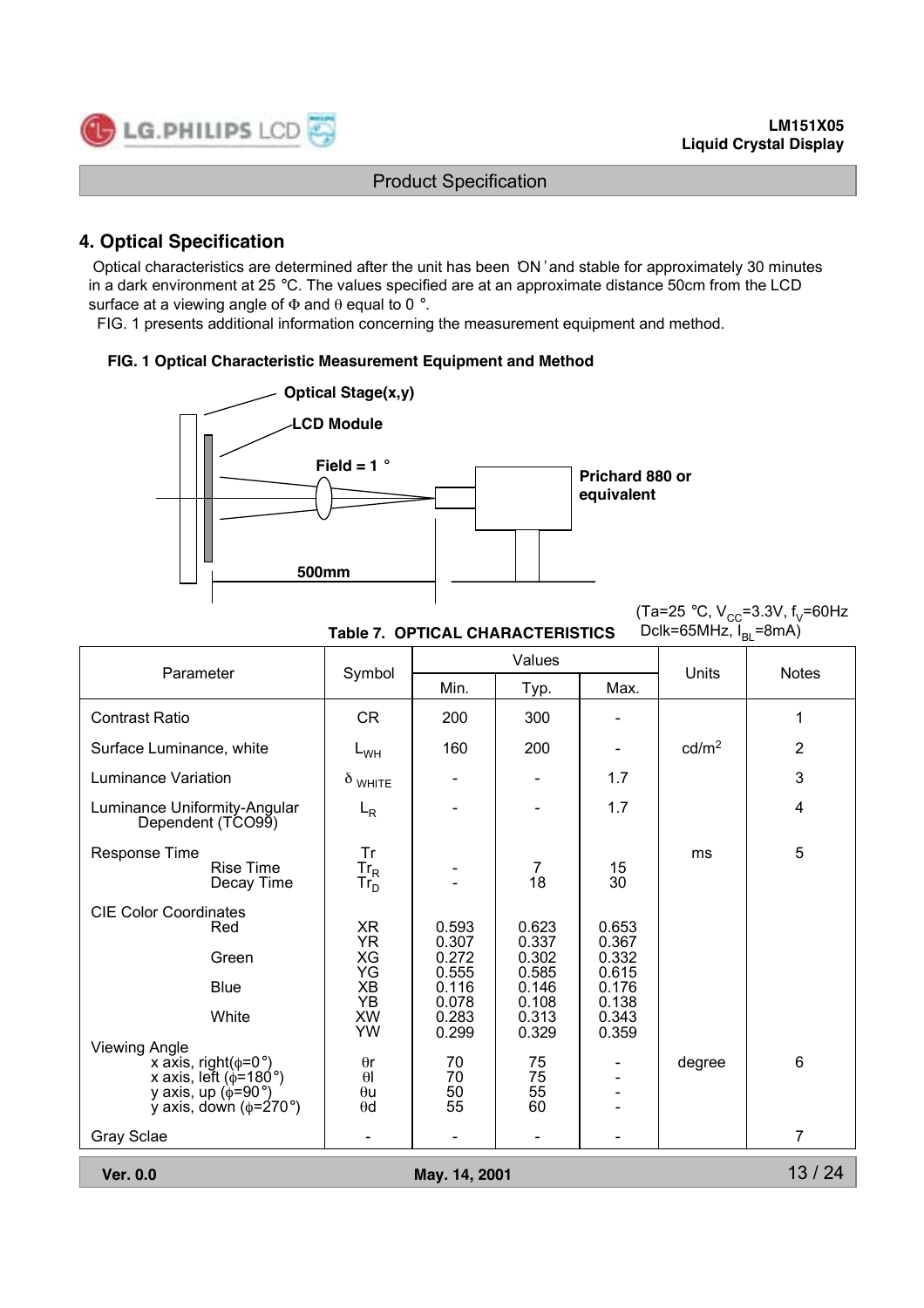# 4. Optical Specification

Optical characteristics are determined after the unit has been 'ON' and stable for approximately 30 minutes in a dark environment at 25 °C. The values specified are at an approximate distance 50cm from the LCD surface at a viewing angle of Φ and θ equal to 0 °.

FIG. 1 presents additional information concerning the measurement equipment and method.

**FIG. 1 Optical Characteristic Measurement Equipment and Method**

Optical Stage(x,y)

LCD Module

Field = 1 °

Prichard 880 or equivalent

500mm

**Table 7. OPTICAL CHARACTERISTICS**

(Ta=25 °C, $V_{CC}$=3.3V, $f_V$=60Hz Dclk=65MHz, $I_{BL}$=8mA)

| Parameter | Symbol | Values | | | Units | Notes |
|---|---|---|---|---|---|---|
| | | Min. | Typ. | Max. | | |
| Contrast Ratio | CR | 200 | 300 | - | | 1 |
| Surface Luminance, white | $L_{WH}$ | 160 | 200 | - | cd/m$^2$ | 2 |
| Luminance Variation | $\delta_{WHITE}$ | - | - | 1.7 | | 3 |
| Luminance Uniformity-Angular Dependent (TCO99) | $L_R$ | - | - | 1.7 | | 4 |
| Response Time | Tr | | | | ms | 5 |
| Rise Time | $Tr_R$ | - | 7 | 15 | | |
| Decay Time | $Tr_D$ | - | 18 | 30 | | |
| CIE Color Coordinates | | | | | | |
| Red | XR | 0.593 | 0.623 | 0.653 | | |
| | YR | 0.307 | 0.337 | 0.367 | | |
| Green | XG | 0.272 | 0.302 | 0.332 | | |
| | YG | 0.555 | 0.585 | 0.615 | | |
| Blue | XB | 0.116 | 0.146 | 0.176 | | |
| | YB | 0.078 | 0.108 | 0.138 | | |
| White | XW | 0.283 | 0.313 | 0.343 | | |
| | YW | 0.299 | 0.329 | 0.359 | | |
| Viewing Angle | | | | | | |
| x axis, right(φ=0°) | θr | 70 | 75 | - | degree | 6 |
| x axis, left (φ=180°) | θl | 70 | 75 | - | | |
| y axis, up (φ=90°) | θu | 50 | 55 | - | | |
| y axis, down (φ=270°) | θd | 55 | 60 | - | | |
| Gray Sclae | - | - | - | - | | 7 |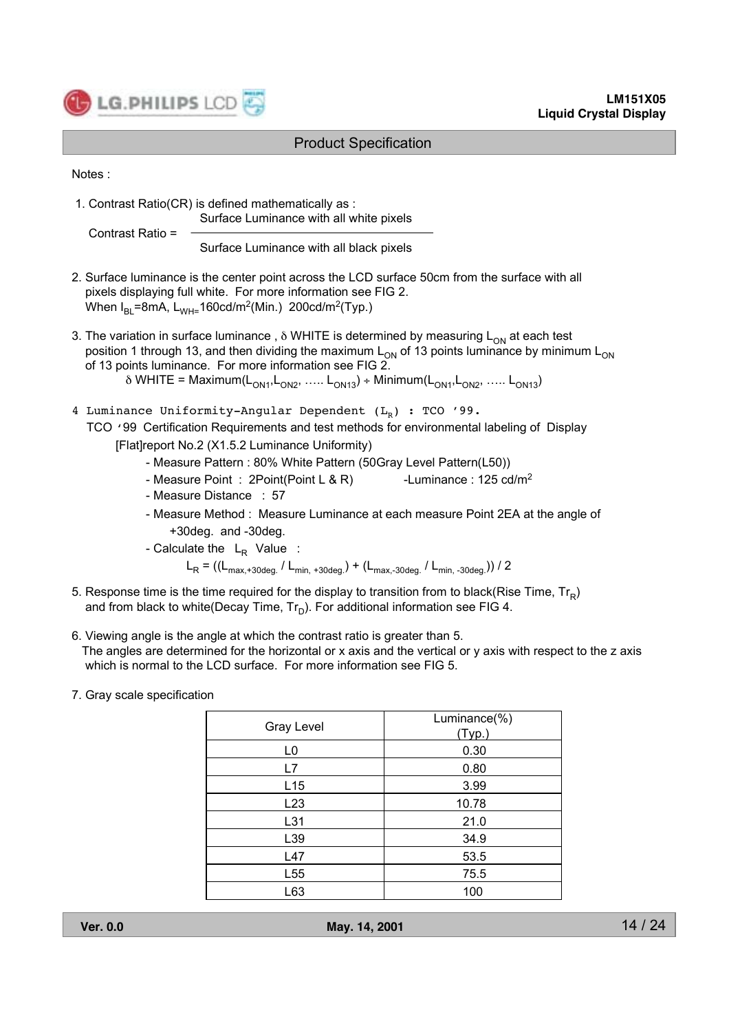Notes :

1. Contrast Ratio(CR) is defined mathematically as :

$$\text{Contrast Ratio} = \frac{\text{Surface Luminance with all white pixels}}{\text{Surface Luminance with all black pixels}}$$

2. Surface luminance is the center point across the LCD surface 50cm from the surface with all pixels displaying full white. For more information see FIG 2.
   When $I_{BL}$=8mA, $L_{WH}$=160cd/m$^2$(Min.) 200cd/m$^2$(Typ.)

3. The variation in surface luminance , $\delta$ WHITE is determined by measuring $L_{ON}$ at each test position 1 through 13, and then dividing the maximum $L_{ON}$ of 13 points luminance by minimum $L_{ON}$ of 13 points luminance. For more information see FIG 2.
   $\delta$ WHITE = Maximum($L_{ON1}$,$L_{ON2}$, ….. $L_{ON13}$) ÷ Minimum($L_{ON1}$,$L_{ON2}$, ….. $L_{ON13}$)

4. Luminance Uniformity-Angular Dependent ($L_R$) : TCO '99.
   TCO '99 Certification Requirements and test methods for environmental labeling of Display [Flat]report No.2 (X1.5.2 Luminance Uniformity)
   - Measure Pattern : 80% White Pattern (50Gray Level Pattern(L50))
   - Measure Point : 2Point(Point L & R) -Luminance : 125 cd/m$^2$
   - Measure Distance : 57
   - Measure Method : Measure Luminance at each measure Point 2EA at the angle of +30deg. and -30deg.
   - Calculate the $L_R$ Value :

   $$L_R = ((L_{max,+30deg.} / L_{min,+30deg.}) + (L_{max,-30deg.} / L_{min,-30deg.})) / 2$$

5. Response time is the time required for the display to transition from to black(Rise Time, $Tr_R$) and from black to white(Decay Time, $Tr_D$). For additional information see FIG 4.

6. Viewing angle is the angle at which the contrast ratio is greater than 5. The angles are determined for the horizontal or x axis and the vertical or y axis with respect to the z axis which is normal to the LCD surface. For more information see FIG 5.

7. Gray scale specification

| Gray Level | Luminance(%) (Typ.) |
|---|---|
| L0 | 0.30 |
| L7 | 0.80 |
| L15 | 3.99 |
| L23 | 10.78 |
| L31 | 21.0 |
| L39 | 34.9 |
| L47 | 53.5 |
| L55 | 75.5 |
| L63 | 100 |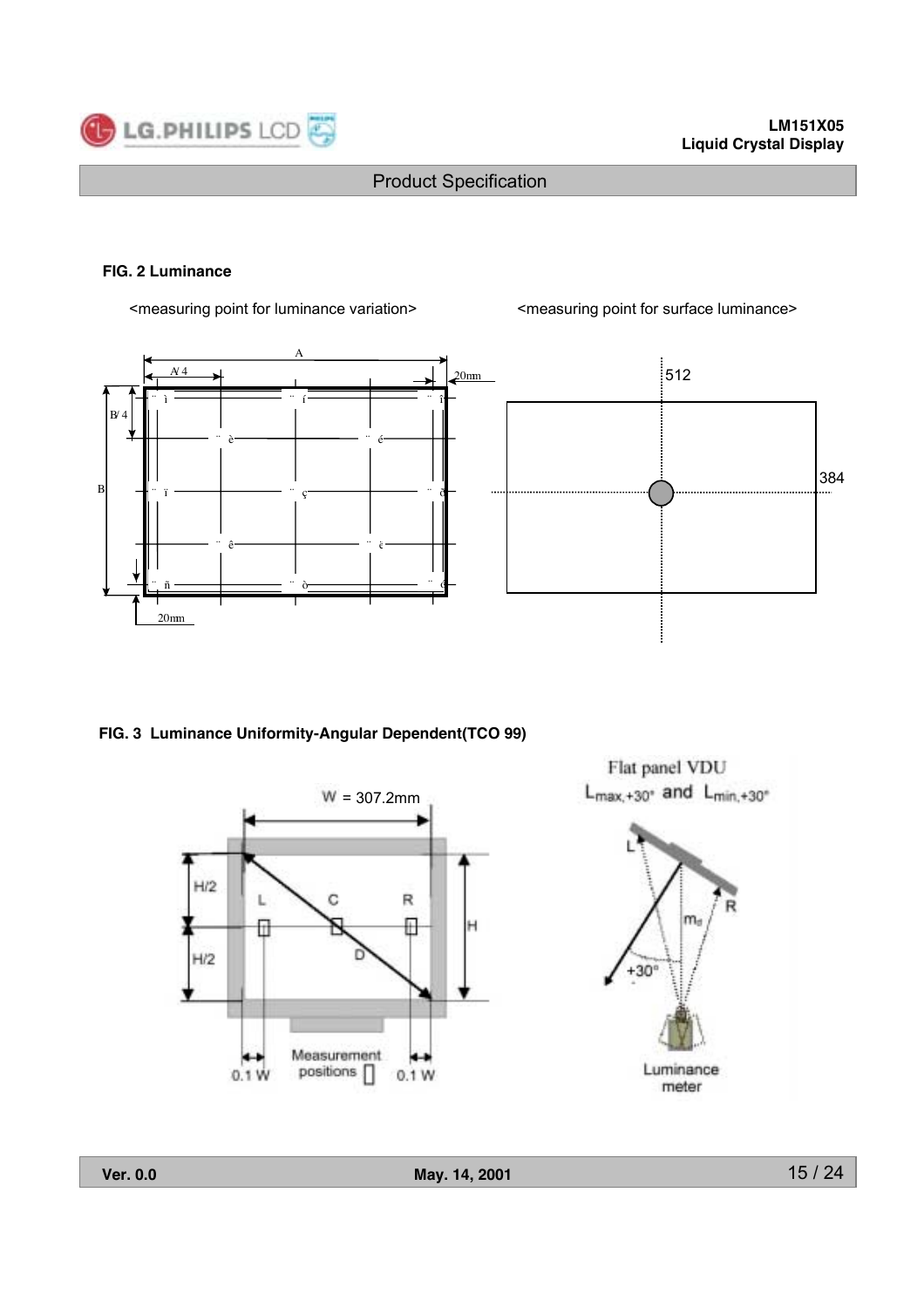**FIG. 2 Luminance**

<measuring point for luminance variation>

<measuring point for surface luminance>

A

A/4

20mm

B/4

B

20mm

512

384

**FIG. 3 Luminance Uniformity-Angular Dependent(TCO 99)**

W = 307.2mm

H/2

H/2

H

L C R

D

0.1 W

Measurement positions

0.1 W

Flat panel VDU

$L_{max,+30°}$ and $L_{min,+30°}$

L

R

$m_d$

+30°

Luminance meter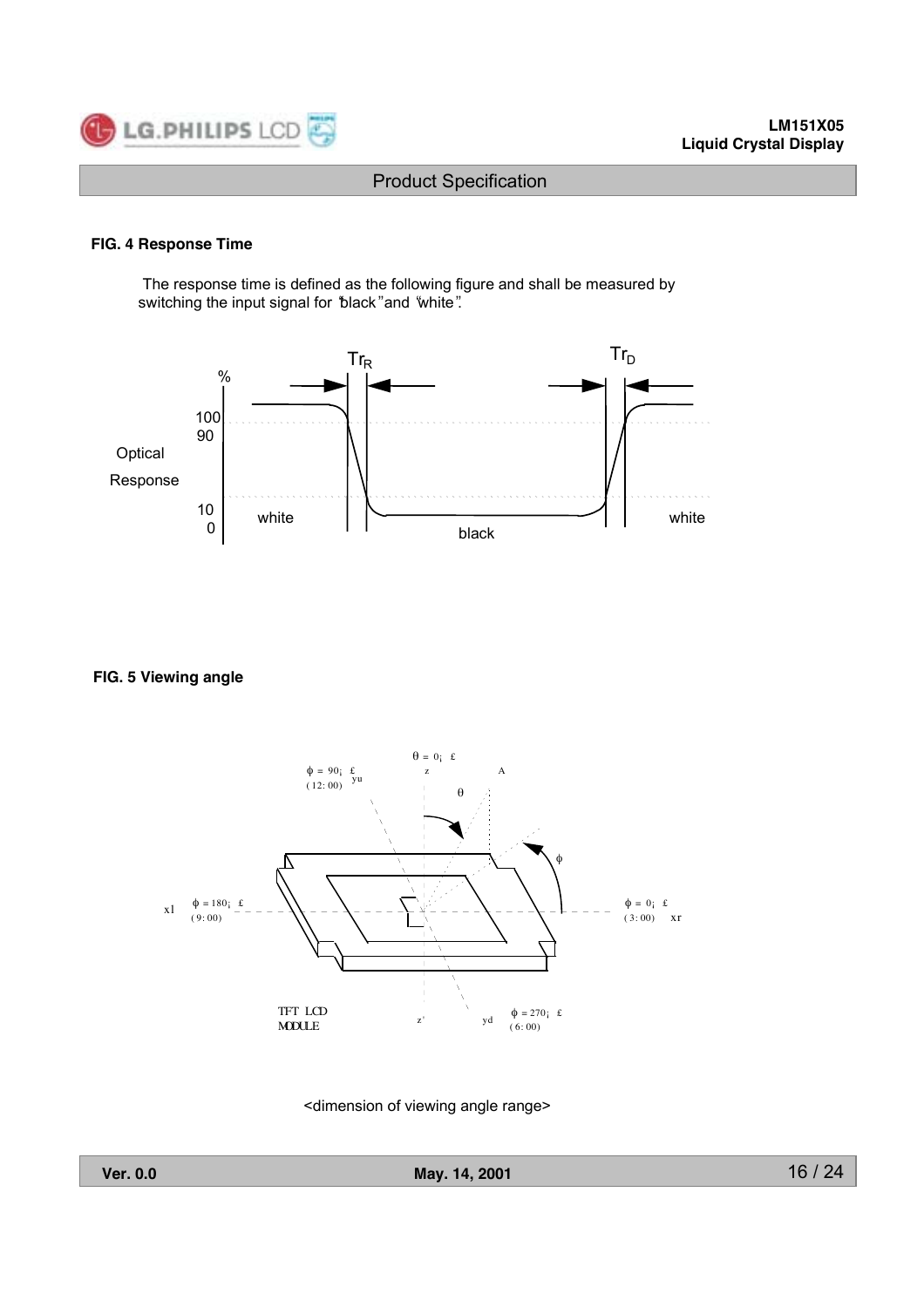### FIG. 4 Response Time

The response time is defined as the following figure and shall be measured by switching the input signal for "black" and "white".

%

100

90

Optical Response

10

0

white

black

white

$Tr_R$

$Tr_D$

### FIG. 5 Viewing angle

<dimension of viewing angle range>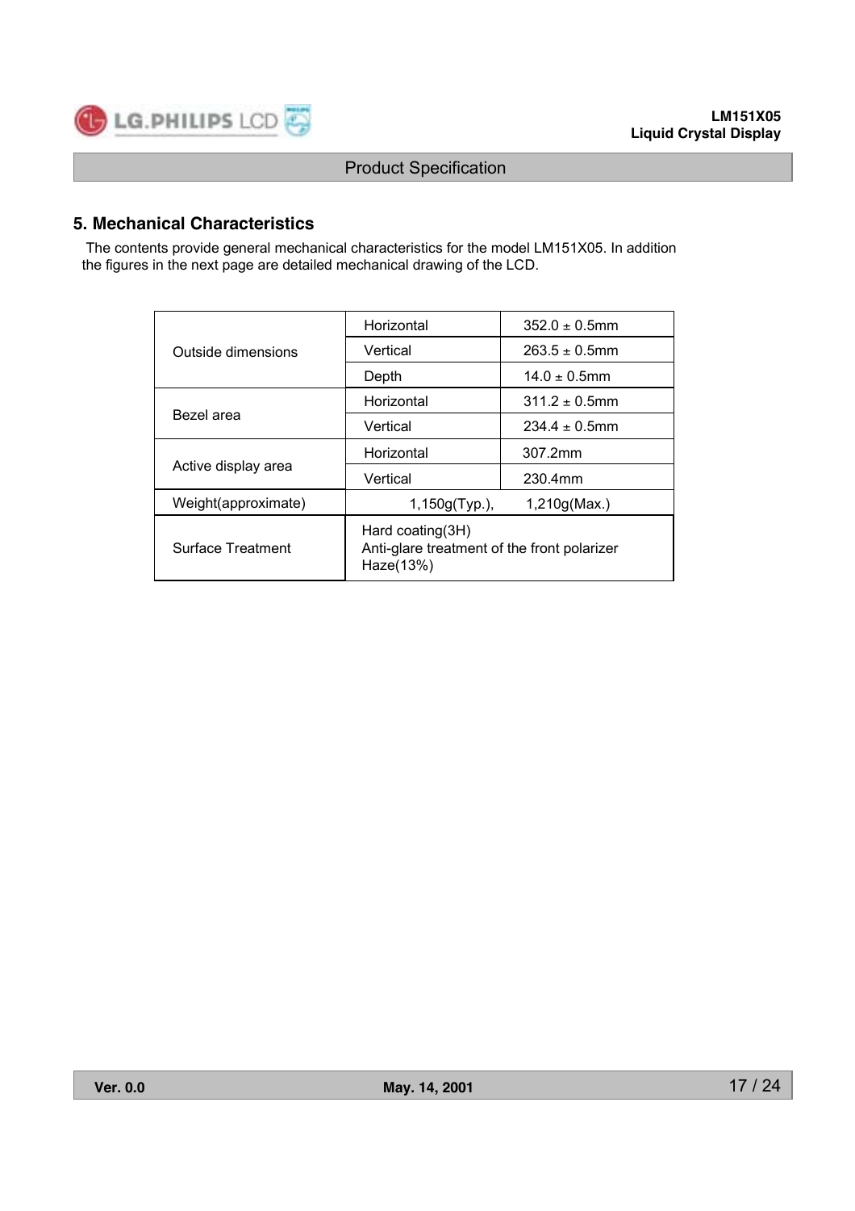## 5. Mechanical Characteristics

The contents provide general mechanical characteristics for the model LM151X05. In addition the figures in the next page are detailed mechanical drawing of the LCD.

| | | |
|---|---|---|
| Outside dimensions | Horizontal | 352.0 ± 0.5mm |
| | Vertical | 263.5 ± 0.5mm |
| | Depth | 14.0 ± 0.5mm |
| Bezel area | Horizontal | 311.2 ± 0.5mm |
| | Vertical | 234.4 ± 0.5mm |
| Active display area | Horizontal | 307.2mm |
| | Vertical | 230.4mm |
| Weight(approximate) | 1,150g(Typ.), 1,210g(Max.) | |
| Surface Treatment | Hard coating(3H)<br>Anti-glare treatment of the front polarizer<br>Haze(13%) | |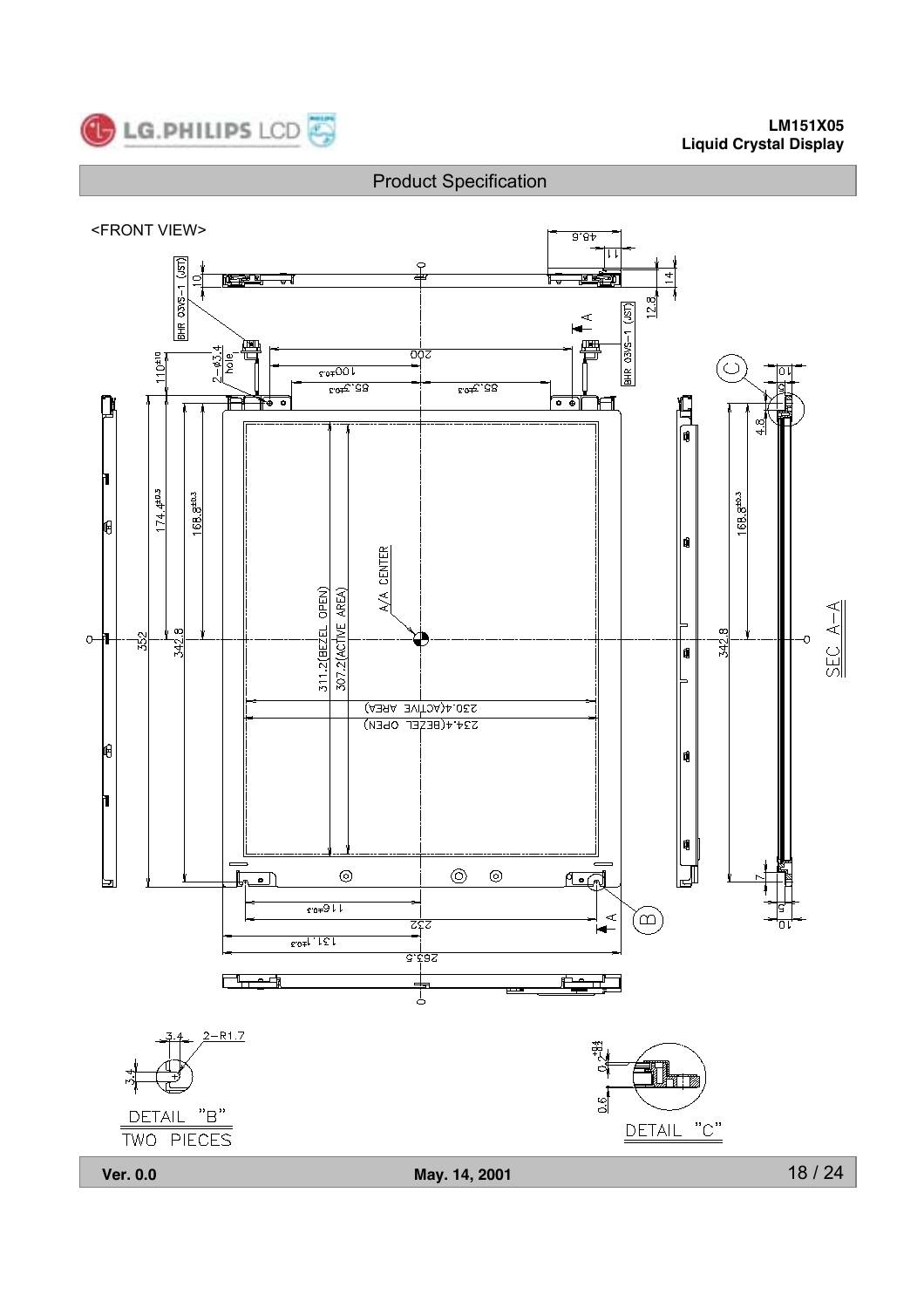## Product Specification

<FRONT VIEW>

BHR 03VS-1 (JST)

10

48.6

11

14

12.8

A

BHR 03VS-1 (JST)

$110^{\pm 10}$

2-ø3.4 hole

200

$100^{\pm 0.3}$

$85.7^{\pm 0.3}$

$85.7^{\pm 0.3}$

C

10

4.8

$174.4^{\pm 0.3}$

$168.8^{\pm 0.3}$

$168.8^{\pm 0.3}$

A/A CENTER

352

342.8

311.2(BEZEL OPEN)

307.2(ACTIVE AREA)

342.8

SEC A–A

230.4(ACTIVE AREA)

234.4(BEZEL OPEN)

7

5

10

$116^{\pm 0.3}$

232

A

B

$131.1^{\pm 0.3}$

263.5

3.4

2-R1.7

3.4

DETAIL "B"

TWO PIECES

$0.2^{+0.4}_{-0.2}$

0.6

DETAIL "C"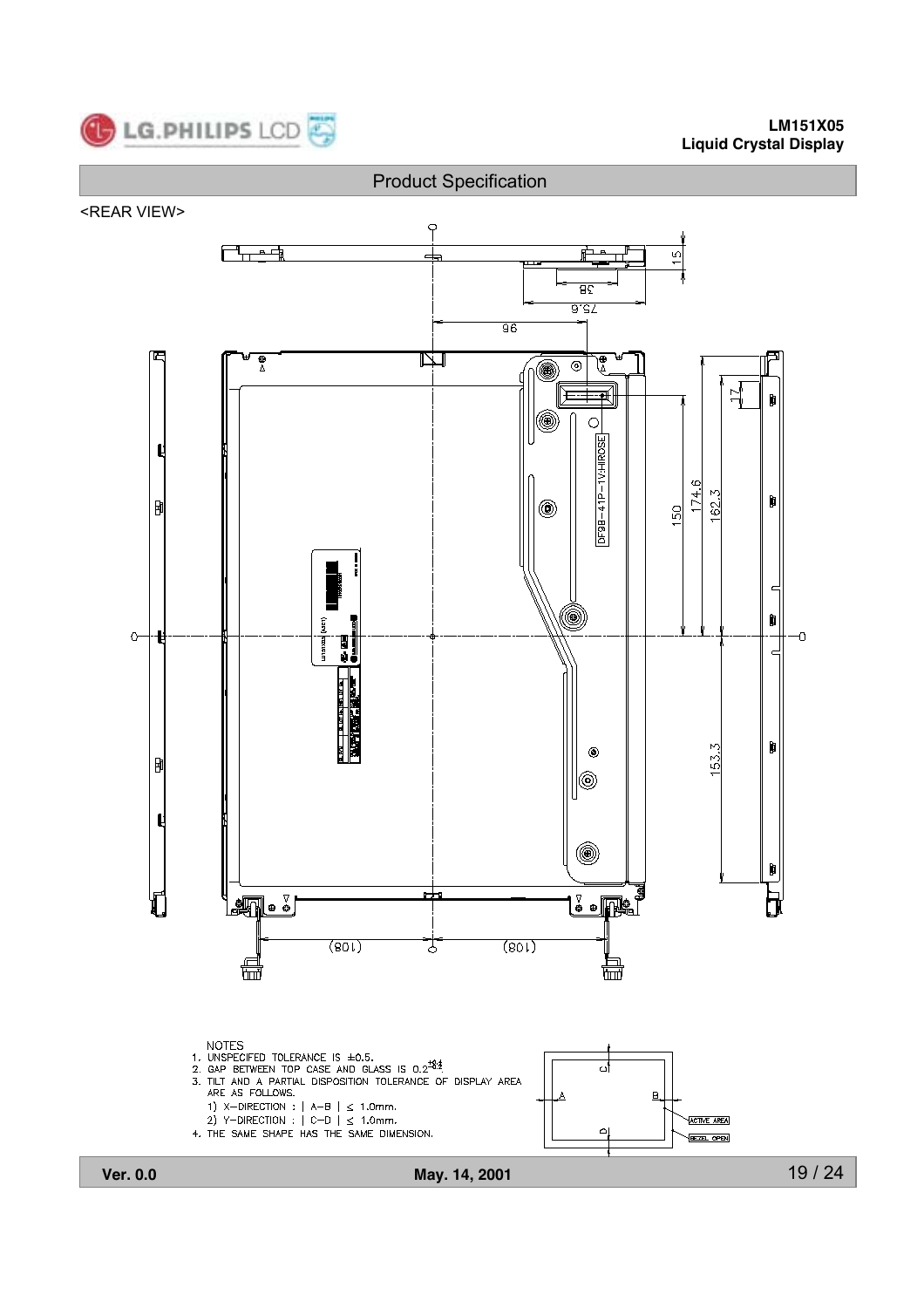Product Specification

<REAR VIEW>

NOTES
1. UNSPECIFED TOLERANCE IS ±0.5.
2. GAP BETWEEN TOP CASE AND GLASS IS $0.2^{+0.4}_{-0.2}$.
3. TILT AND A PARTIAL DISPOSITION TOLERANCE OF DISPLAY AREA ARE AS FOLLOWS.
   1) X-DIRECTION : | A-B | ≤ 1.0mm.
   2) Y-DIRECTION : | C-D | ≤ 1.0mm.
4. THE SAME SHAPE HAS THE SAME DIMENSION.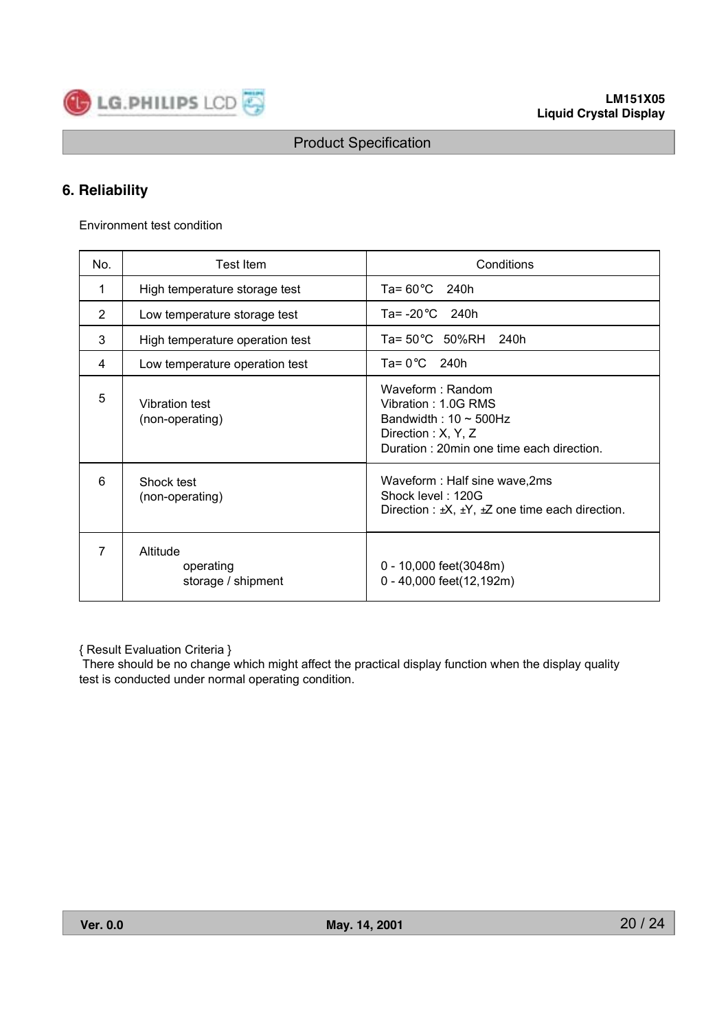## 6. Reliability

Environment test condition

| No. | Test Item | Conditions |
|---|---|---|
| 1 | High temperature storage test | Ta= 60°C 240h |
| 2 | Low temperature storage test | Ta= -20°C 240h |
| 3 | High temperature operation test | Ta= 50°C 50%RH 240h |
| 4 | Low temperature operation test | Ta= 0°C 240h |
| 5 | Vibration test<br>(non-operating) | Waveform : Random<br>Vibration : 1.0G RMS<br>Bandwidth : 10 ~ 500Hz<br>Direction : X, Y, Z<br>Duration : 20min one time each direction. |
| 6 | Shock test<br>(non-operating) | Waveform : Half sine wave,2ms<br>Shock level : 120G<br>Direction : ±X, ±Y, ±Z one time each direction. |
| 7 | Altitude<br>operating<br>storage / shipment | <br>0 - 10,000 feet(3048m)<br>0 - 40,000 feet(12,192m) |

{ Result Evaluation Criteria }
There should be no change which might affect the practical display function when the display quality test is conducted under normal operating condition.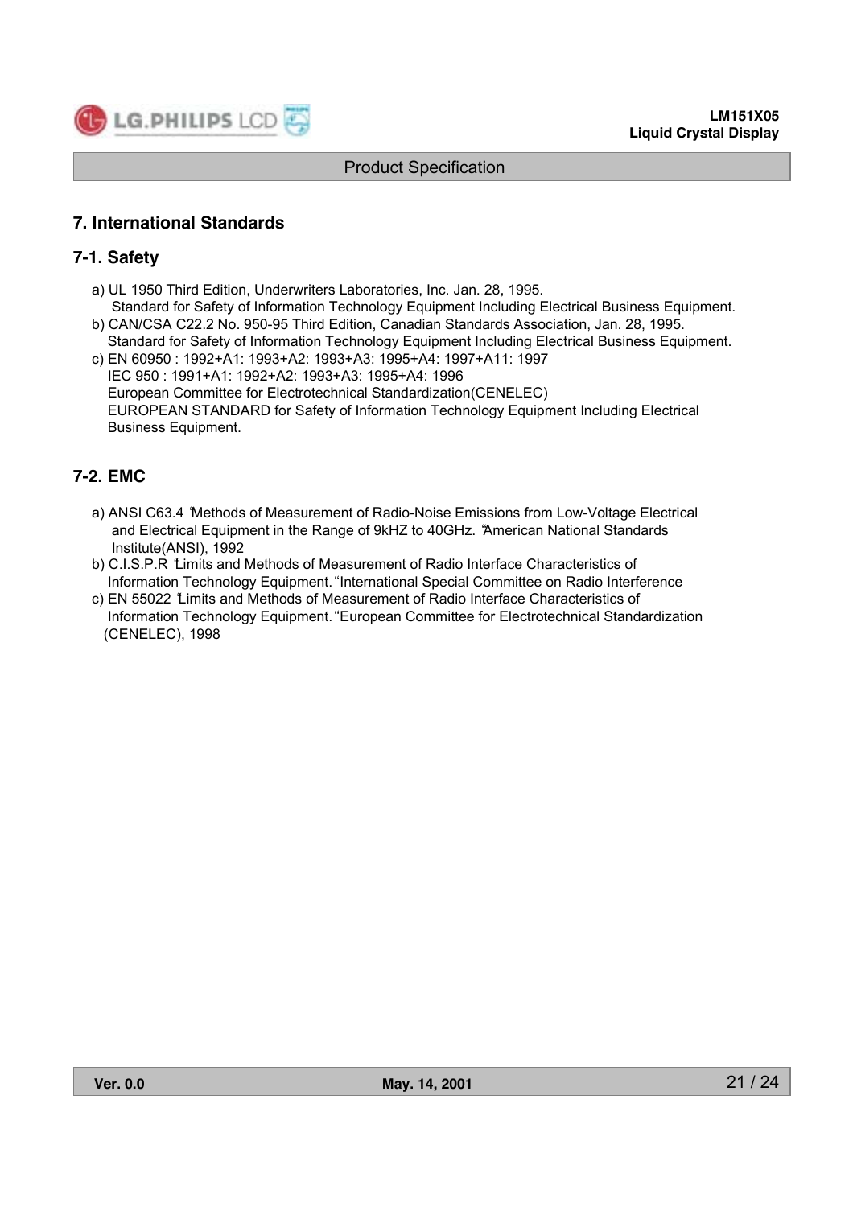## 7. International Standards

### 7-1. Safety

a) UL 1950 Third Edition, Underwriters Laboratories, Inc. Jan. 28, 1995.
   Standard for Safety of Information Technology Equipment Including Electrical Business Equipment.
b) CAN/CSA C22.2 No. 950-95 Third Edition, Canadian Standards Association, Jan. 28, 1995.
   Standard for Safety of Information Technology Equipment Including Electrical Business Equipment.
c) EN 60950 : 1992+A1: 1993+A2: 1993+A3: 1995+A4: 1997+A11: 1997
   IEC 950 : 1991+A1: 1992+A2: 1993+A3: 1995+A4: 1996
   European Committee for Electrotechnical Standardization(CENELEC)
   EUROPEAN STANDARD for Safety of Information Technology Equipment Including Electrical Business Equipment.

### 7-2. EMC

a) ANSI C63.4 'Methods of Measurement of Radio-Noise Emissions from Low-Voltage Electrical and Electrical Equipment in the Range of 9kHZ to 40GHz. 'American National Standards Institute(ANSI), 1992
b) C.I.S.P.R 'Limits and Methods of Measurement of Radio Interface Characteristics of Information Technology Equipment. "International Special Committee on Radio Interference
c) EN 55022 'Limits and Methods of Measurement of Radio Interface Characteristics of Information Technology Equipment. "European Committee for Electrotechnical Standardization (CENELEC), 1998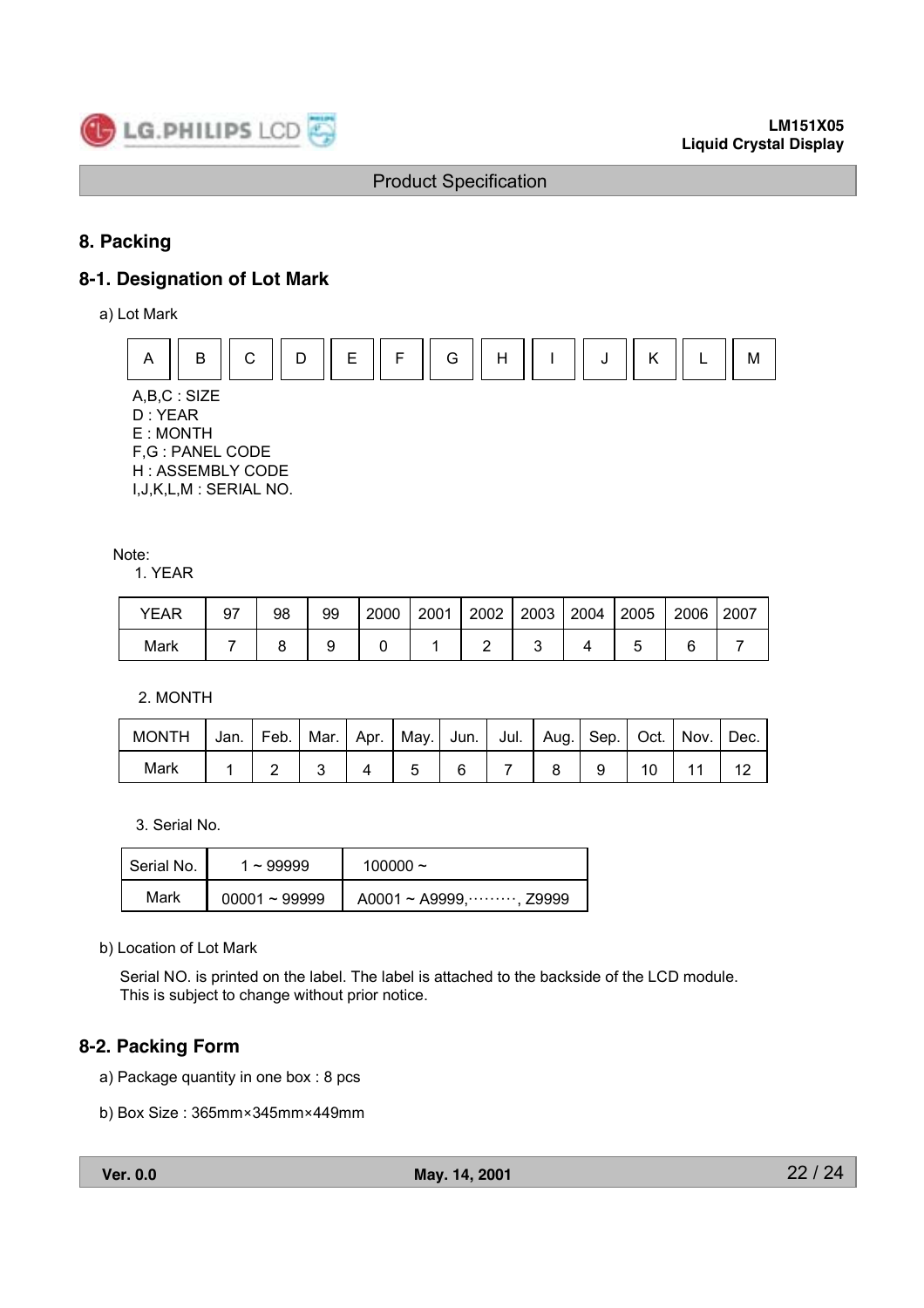## 8. Packing

### 8-1. Designation of Lot Mark

a) Lot Mark

| A | B | C | D | E | F | G | H | I | J | K | L | M |
|---|---|---|---|---|---|---|---|---|---|---|---|---|

A,B,C : SIZE
D : YEAR
E : MONTH
F,G : PANEL CODE
H : ASSEMBLY CODE
I,J,K,L,M : SERIAL NO.

Note:

1. YEAR

| YEAR | 97 | 98 | 99 | 2000 | 2001 | 2002 | 2003 | 2004 | 2005 | 2006 | 2007 |
|---|---|---|---|---|---|---|---|---|---|---|---|
| Mark | 7 | 8 | 9 | 0 | 1 | 2 | 3 | 4 | 5 | 6 | 7 |

2. MONTH

| MONTH | Jan. | Feb. | Mar. | Apr. | May. | Jun. | Jul. | Aug. | Sep. | Oct. | Nov. | Dec. |
|---|---|---|---|---|---|---|---|---|---|---|---|---|
| Mark | 1 | 2 | 3 | 4 | 5 | 6 | 7 | 8 | 9 | 10 | 11 | 12 |

3. Serial No.

| Serial No. | 1 ~ 99999 | 100000 ~ |
|---|---|---|
| Mark | 00001 ~ 99999 | A0001 ~ A9999,·········, Z9999 |

b) Location of Lot Mark

Serial NO. is printed on the label. The label is attached to the backside of the LCD module.
This is subject to change without prior notice.

### 8-2. Packing Form

a) Package quantity in one box : 8 pcs

b) Box Size : 365mm×345mm×449mm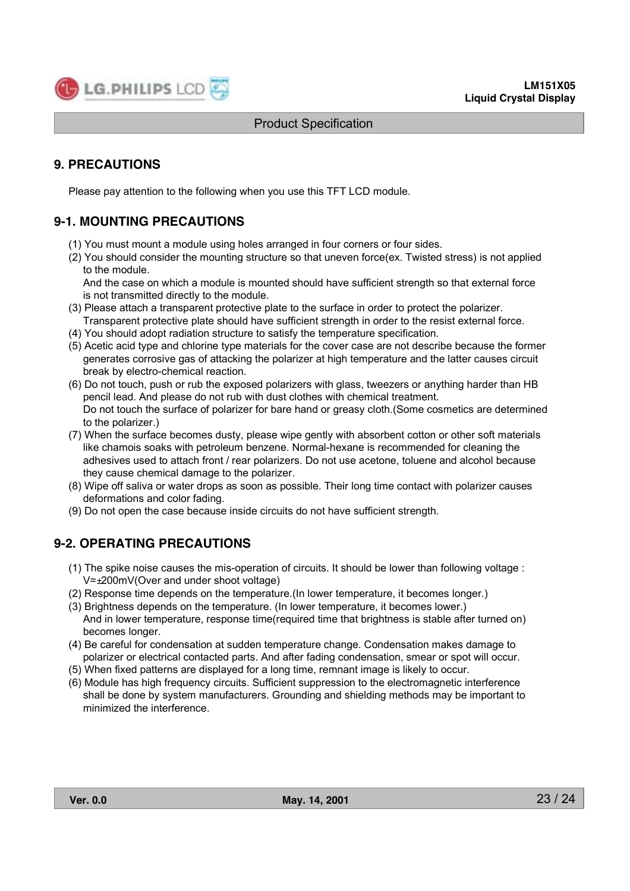## 9. PRECAUTIONS

Please pay attention to the following when you use this TFT LCD module.

### 9-1. MOUNTING PRECAUTIONS

(1) You must mount a module using holes arranged in four corners or four sides.
(2) You should consider the mounting structure so that uneven force(ex. Twisted stress) is not applied to the module.
And the case on which a module is mounted should have sufficient strength so that external force is not transmitted directly to the module.
(3) Please attach a transparent protective plate to the surface in order to protect the polarizer.
Transparent protective plate should have sufficient strength in order to the resist external force.
(4) You should adopt radiation structure to satisfy the temperature specification.
(5) Acetic acid type and chlorine type materials for the cover case are not describe because the former generates corrosive gas of attacking the polarizer at high temperature and the latter causes circuit break by electro-chemical reaction.
(6) Do not touch, push or rub the exposed polarizers with glass, tweezers or anything harder than HB pencil lead. And please do not rub with dust clothes with chemical treatment.
Do not touch the surface of polarizer for bare hand or greasy cloth.(Some cosmetics are determined to the polarizer.)
(7) When the surface becomes dusty, please wipe gently with absorbent cotton or other soft materials like chamois soaks with petroleum benzene. Normal-hexane is recommended for cleaning the adhesives used to attach front / rear polarizers. Do not use acetone, toluene and alcohol because they cause chemical damage to the polarizer.
(8) Wipe off saliva or water drops as soon as possible. Their long time contact with polarizer causes deformations and color fading.
(9) Do not open the case because inside circuits do not have sufficient strength.

### 9-2. OPERATING PRECAUTIONS

(1) The spike noise causes the mis-operation of circuits. It should be lower than following voltage :
V=±200mV(Over and under shoot voltage)
(2) Response time depends on the temperature.(In lower temperature, it becomes longer.)
(3) Brightness depends on the temperature. (In lower temperature, it becomes lower.)
And in lower temperature, response time(required time that brightness is stable after turned on) becomes longer.
(4) Be careful for condensation at sudden temperature change. Condensation makes damage to polarizer or electrical contacted parts. And after fading condensation, smear or spot will occur.
(5) When fixed patterns are displayed for a long time, remnant image is likely to occur.
(6) Module has high frequency circuits. Sufficient suppression to the electromagnetic interference shall be done by system manufacturers. Grounding and shielding methods may be important to minimized the interference.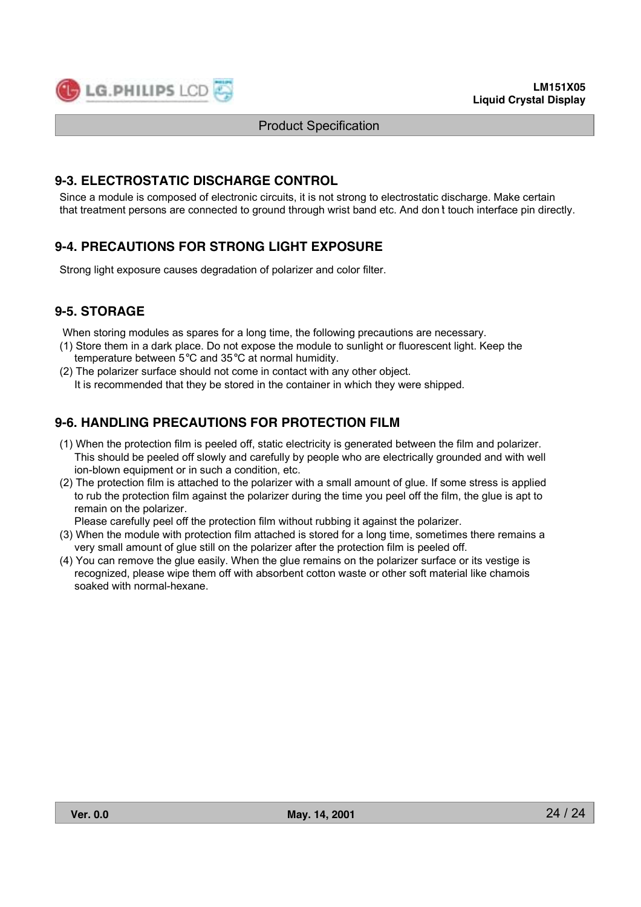## 9-3. ELECTROSTATIC DISCHARGE CONTROL

Since a module is composed of electronic circuits, it is not strong to electrostatic discharge. Make certain that treatment persons are connected to ground through wrist band etc. And don't touch interface pin directly.

## 9-4. PRECAUTIONS FOR STRONG LIGHT EXPOSURE

Strong light exposure causes degradation of polarizer and color filter.

## 9-5. STORAGE

When storing modules as spares for a long time, the following precautions are necessary.

(1) Store them in a dark place. Do not expose the module to sunlight or fluorescent light. Keep the temperature between 5°C and 35°C at normal humidity.

(2) The polarizer surface should not come in contact with any other object.
It is recommended that they be stored in the container in which they were shipped.

## 9-6. HANDLING PRECAUTIONS FOR PROTECTION FILM

(1) When the protection film is peeled off, static electricity is generated between the film and polarizer. This should be peeled off slowly and carefully by people who are electrically grounded and with well ion-blown equipment or in such a condition, etc.

(2) The protection film is attached to the polarizer with a small amount of glue. If some stress is applied to rub the protection film against the polarizer during the time you peel off the film, the glue is apt to remain on the polarizer.
Please carefully peel off the protection film without rubbing it against the polarizer.

(3) When the module with protection film attached is stored for a long time, sometimes there remains a very small amount of glue still on the polarizer after the protection film is peeled off.

(4) You can remove the glue easily. When the glue remains on the polarizer surface or its vestige is recognized, please wipe them off with absorbent cotton waste or other soft material like chamois soaked with normal-hexane.